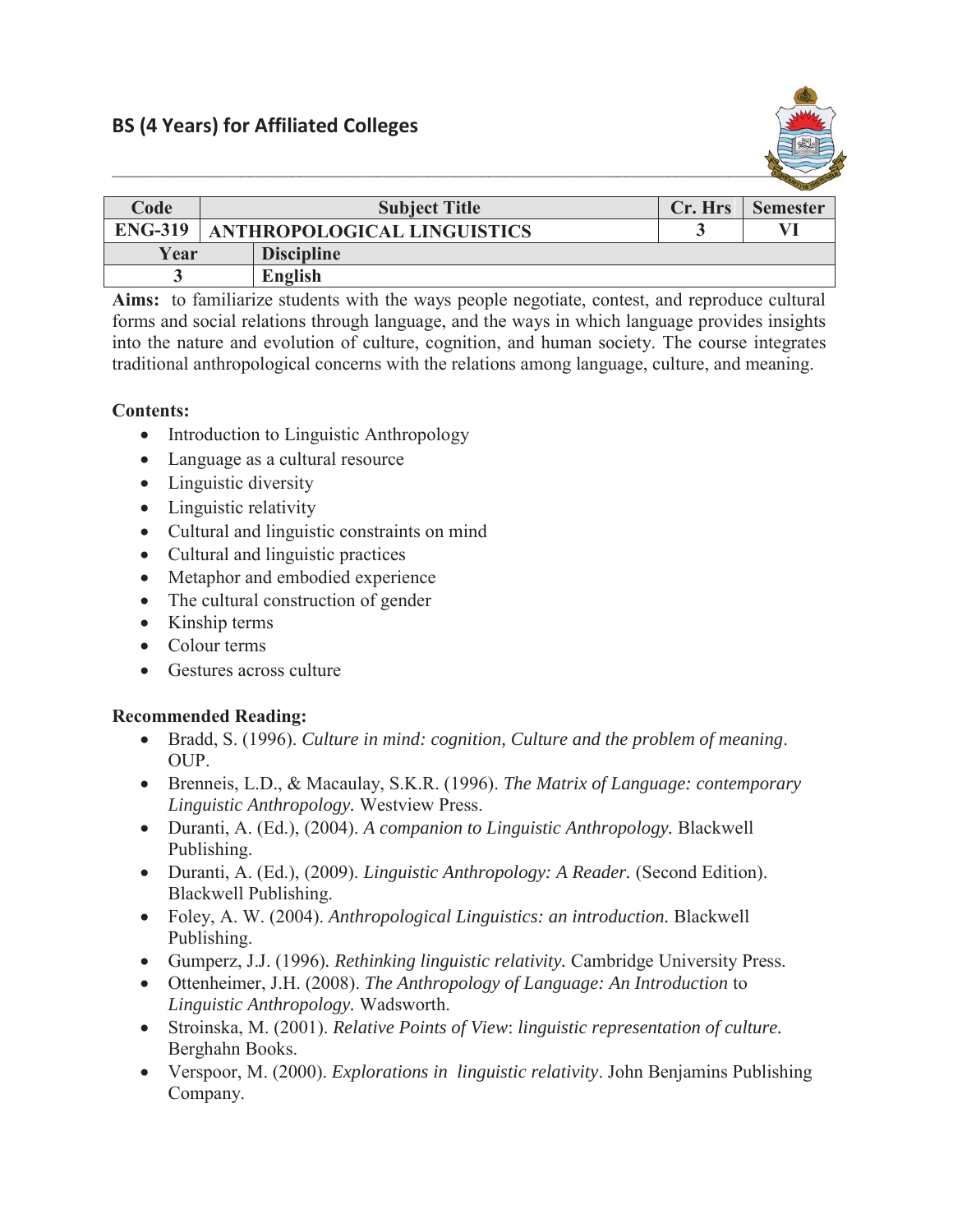## BS (4 Years) for Affiliated Colleges

| Code | Subject Title | | Cr. Hrs | Semester |
|---|---|---|---|---|
| ENG-319 | ANTHROPOLOGICAL LINGUISTICS | | 3 | VI |
| Year | Discipline | | | |
| 3 | English | | | |

**Aims:** to familiarize students with the ways people negotiate, contest, and reproduce cultural forms and social relations through language, and the ways in which language provides insights into the nature and evolution of culture, cognition, and human society. The course integrates traditional anthropological concerns with the relations among language, culture, and meaning.

**Contents:**

- Introduction to Linguistic Anthropology
- Language as a cultural resource
- Linguistic diversity
- Linguistic relativity
- Cultural and linguistic constraints on mind
- Cultural and linguistic practices
- Metaphor and embodied experience
- The cultural construction of gender
- Kinship terms
- Colour terms
- Gestures across culture

**Recommended Reading:**

- Bradd, S. (1996). *Culture in mind: cognition, Culture and the problem of meaning*. OUP.
- Brenneis, L.D., & Macaulay, S.K.R. (1996). *The Matrix of Language: contemporary Linguistic Anthropology.* Westview Press.
- Duranti, A. (Ed.), (2004). *A companion to Linguistic Anthropology.* Blackwell Publishing.
- Duranti, A. (Ed.), (2009). *Linguistic Anthropology: A Reader.* (Second Edition). Blackwell Publishing.
- Foley, A. W. (2004). *Anthropological Linguistics: an introduction.* Blackwell Publishing.
- Gumperz, J.J. (1996). *Rethinking linguistic relativity.* Cambridge University Press.
- Ottenheimer, J.H. (2008). *The Anthropology of Language: An Introduction* to *Linguistic Anthropology.* Wadsworth.
- Stroinska, M. (2001). *Relative Points of View*: *linguistic representation of culture.* Berghahn Books.
- Verspoor, M. (2000). *Explorations in linguistic relativity*. John Benjamins Publishing Company.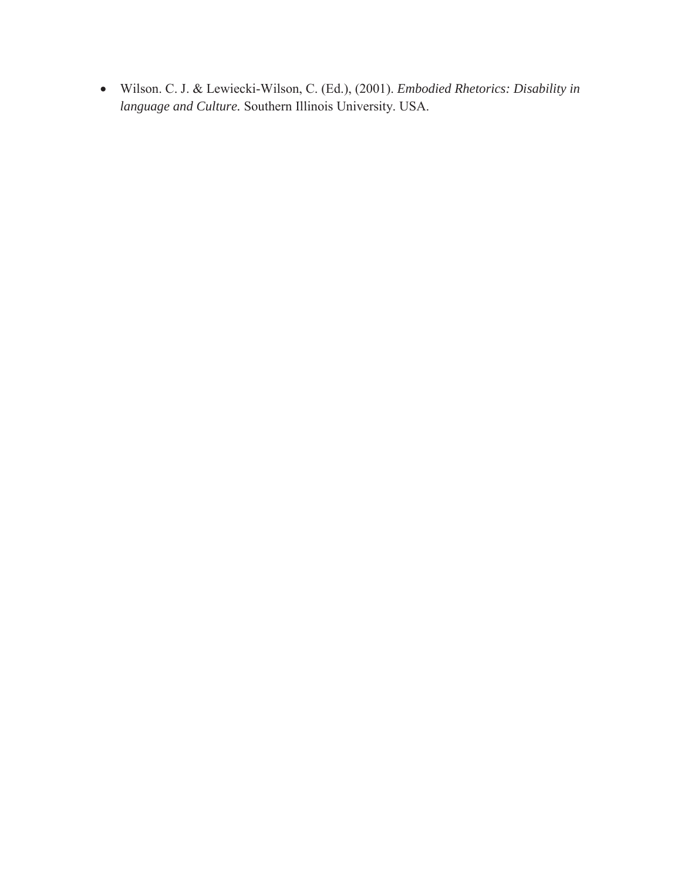- Wilson. C. J. & Lewiecki-Wilson, C. (Ed.), (2001). *Embodied Rhetorics: Disability in language and Culture.* Southern Illinois University. USA.